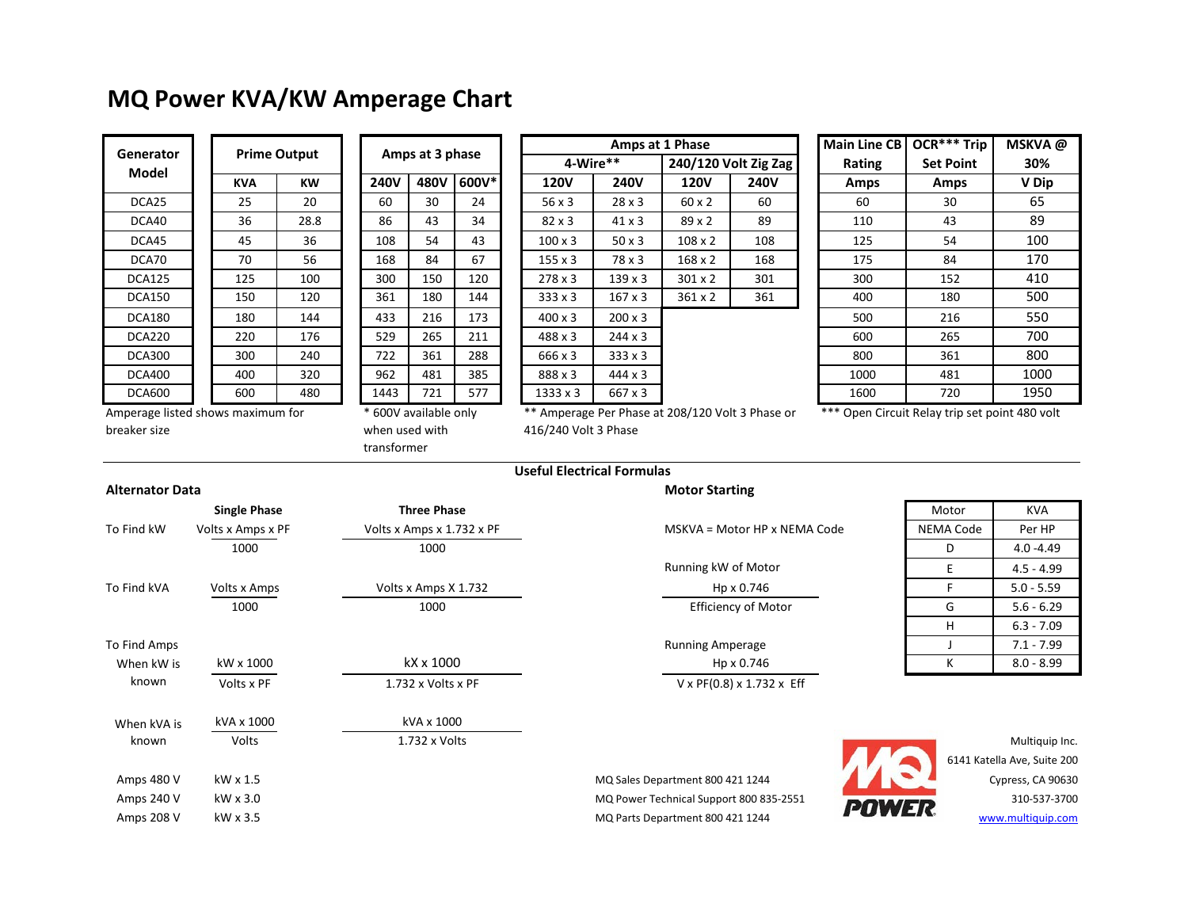# MQ Power KVA/KW Amperage Chart

| Generator Model | Prime Output | | Amps at 3 phase | | | Amps at 1 Phase | | | | Main Line CB Rating | OCR*** Trip Set Point | MSKVA @ 30% |
|---|---|---|---|---|---|---|---|---|---|---|---|---|
| | | | | | | 4-Wire** | | 240/120 Volt Zig Zag | | | | |
| | KVA | KW | 240V | 480V | 600V* | 120V | 240V | 120V | 240V | Amps | Amps | V Dip |
| DCA25 | 25 | 20 | 60 | 30 | 24 | 56 x 3 | 28 x 3 | 60 x 2 | 60 | 60 | 30 | 65 |
| DCA40 | 36 | 28.8 | 86 | 43 | 34 | 82 x 3 | 41 x 3 | 89 x 2 | 89 | 110 | 43 | 89 |
| DCA45 | 45 | 36 | 108 | 54 | 43 | 100 x 3 | 50 x 3 | 108 x 2 | 108 | 125 | 54 | 100 |
| DCA70 | 70 | 56 | 168 | 84 | 67 | 155 x 3 | 78 x 3 | 168 x 2 | 168 | 175 | 84 | 170 |
| DCA125 | 125 | 100 | 300 | 150 | 120 | 278 x 3 | 139 x 3 | 301 x 2 | 301 | 300 | 152 | 410 |
| DCA150 | 150 | 120 | 361 | 180 | 144 | 333 x 3 | 167 x 3 | 361 x 2 | 361 | 400 | 180 | 500 |
| DCA180 | 180 | 144 | 433 | 216 | 173 | 400 x 3 | 200 x 3 | | | 500 | 216 | 550 |
| DCA220 | 220 | 176 | 529 | 265 | 211 | 488 x 3 | 244 x 3 | | | 600 | 265 | 700 |
| DCA300 | 300 | 240 | 722 | 361 | 288 | 666 x 3 | 333 x 3 | | | 800 | 361 | 800 |
| DCA400 | 400 | 320 | 962 | 481 | 385 | 888 x 3 | 444 x 3 | | | 1000 | 481 | 1000 |
| DCA600 | 600 | 480 | 1443 | 721 | 577 | 1333 x 3 | 667 x 3 | | | 1600 | 720 | 1950 |

Amperage listed shows maximum for breaker size

* 600V available only when used with transformer

** Amperage Per Phase at 208/120 Volt 3 Phase or 416/240 Volt 3 Phase

*** Open Circuit Relay trip set point 480 volt

## Useful Electrical Formulas

### Alternator Data

| | Single Phase | Three Phase |
|---|---|---|
| To Find kW | $\frac{\text{Volts x Amps x PF}}{1000}$ | $\frac{\text{Volts x Amps x 1.732 x PF}}{1000}$ |
| To Find kVA | $\frac{\text{Volts x Amps}}{1000}$ | $\frac{\text{Volts x Amps X 1.732}}{1000}$ |
| To Find Amps When kW is known | $\frac{\text{kW x 1000}}{\text{Volts x PF}}$ | $\frac{\text{kX x 1000}}{\text{1.732 x Volts x PF}}$ |
| When kVA is known | $\frac{\text{kVA x 1000}}{\text{Volts}}$ | $\frac{\text{kVA x 1000}}{\text{1.732 x Volts}}$ |
| Amps 480 V | kW x 1.5 | |
| Amps 240 V | kW x 3.0 | |
| Amps 208 V | kW x 3.5 | |

### Motor Starting

MSKVA = Motor HP x NEMA Code

Running kW of Motor

$$\frac{\text{Hp x 0.746}}{\text{Efficiency of Motor}}$$

Running Amperage

$$\frac{\text{Hp x 0.746}}{\text{V x PF(0.8) x 1.732 x Eff}}$$

| Motor NEMA Code | KVA Per HP |
|---|---|
| D | 4.0 -4.49 |
| E | 4.5 - 4.99 |
| F | 5.0 - 5.59 |
| G | 5.6 - 6.29 |
| H | 6.3 - 7.09 |
| J | 7.1 - 7.99 |
| K | 8.0 - 8.99 |

MQ Sales Department 800 421 1244
MQ Power Technical Support 800 835-2551
MQ Parts Department 800 421 1244

MQ POWER

Multiquip Inc.
6141 Katella Ave, Suite 200
Cypress, CA 90630
310-537-3700
www.multiquip.com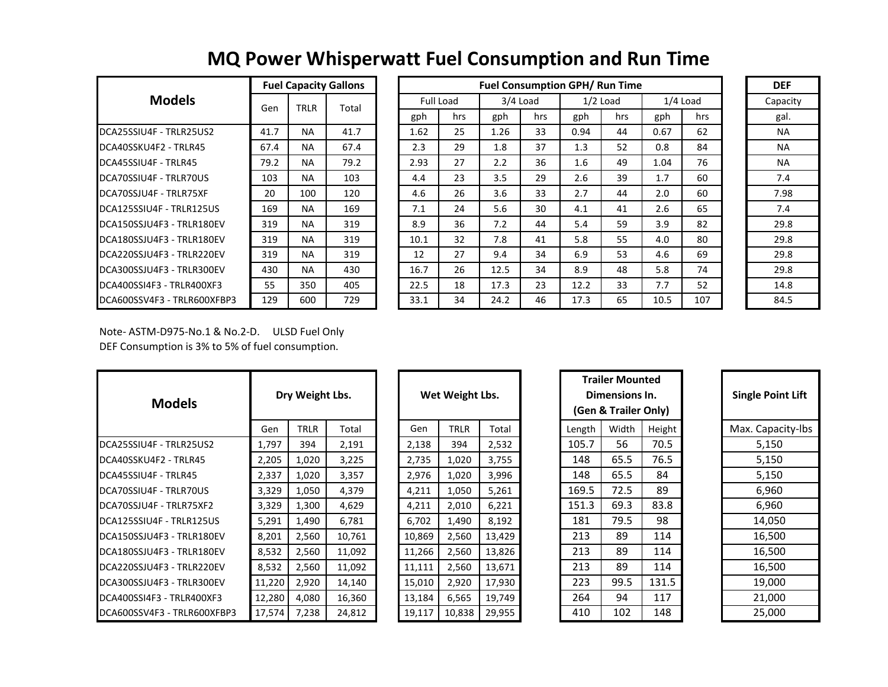# MQ Power Whisperwatt Fuel Consumption and Run Time

| Models | Fuel Capacity Gallons | | | Fuel Consumption GPH/ Run Time | | | | | | | | DEF |
|---|---|---|---|---|---|---|---|---|---|---|---|---|
| | Gen | TRLR | Total | Full Load | | 3/4 Load | | 1/2 Load | | 1/4 Load | | Capacity |
| | | | | gph | hrs | gph | hrs | gph | hrs | gph | hrs | gal. |
| DCA25SSIU4F - TRLR25US2 | 41.7 | NA | 41.7 | 1.62 | 25 | 1.26 | 33 | 0.94 | 44 | 0.67 | 62 | NA |
| DCA40SSKU4F2 - TRLR45 | 67.4 | NA | 67.4 | 2.3 | 29 | 1.8 | 37 | 1.3 | 52 | 0.8 | 84 | NA |
| DCA45SSIU4F - TRLR45 | 79.2 | NA | 79.2 | 2.93 | 27 | 2.2 | 36 | 1.6 | 49 | 1.04 | 76 | NA |
| DCA70SSIU4F - TRLR70US | 103 | NA | 103 | 4.4 | 23 | 3.5 | 29 | 2.6 | 39 | 1.7 | 60 | 7.4 |
| DCA70SSJU4F - TRLR75XF | 20 | 100 | 120 | 4.6 | 26 | 3.6 | 33 | 2.7 | 44 | 2.0 | 60 | 7.98 |
| DCA125SSIU4F - TRLR125US | 169 | NA | 169 | 7.1 | 24 | 5.6 | 30 | 4.1 | 41 | 2.6 | 65 | 7.4 |
| DCA150SSJU4F3 - TRLR180EV | 319 | NA | 319 | 8.9 | 36 | 7.2 | 44 | 5.4 | 59 | 3.9 | 82 | 29.8 |
| DCA180SSJU4F3 - TRLR180EV | 319 | NA | 319 | 10.1 | 32 | 7.8 | 41 | 5.8 | 55 | 4.0 | 80 | 29.8 |
| DCA220SSJU4F3 - TRLR220EV | 319 | NA | 319 | 12 | 27 | 9.4 | 34 | 6.9 | 53 | 4.6 | 69 | 29.8 |
| DCA300SSJU4F3 - TRLR300EV | 430 | NA | 430 | 16.7 | 26 | 12.5 | 34 | 8.9 | 48 | 5.8 | 74 | 29.8 |
| DCA400SSI4F3 - TRLR400XF3 | 55 | 350 | 405 | 22.5 | 18 | 17.3 | 23 | 12.2 | 33 | 7.7 | 52 | 14.8 |
| DCA600SSV4F3 - TRLR600XFBP3 | 129 | 600 | 729 | 33.1 | 34 | 24.2 | 46 | 17.3 | 65 | 10.5 | 107 | 84.5 |

Note- ASTM-D975-No.1 & No.2-D. ULSD Fuel Only
DEF Consumption is 3% to 5% of fuel consumption.

| Models | Dry Weight Lbs. | | | Wet Weight Lbs. | | | Trailer Mounted Dimensions In. (Gen & Trailer Only) | | | Single Point Lift |
|---|---|---|---|---|---|---|---|---|---|---|
| | Gen | TRLR | Total | Gen | TRLR | Total | Length | Width | Height | Max. Capacity-lbs |
| DCA25SSIU4F - TRLR25US2 | 1,797 | 394 | 2,191 | 2,138 | 394 | 2,532 | 105.7 | 56 | 70.5 | 5,150 |
| DCA40SSKU4F2 - TRLR45 | 2,205 | 1,020 | 3,225 | 2,735 | 1,020 | 3,755 | 148 | 65.5 | 76.5 | 5,150 |
| DCA45SSIU4F - TRLR45 | 2,337 | 1,020 | 3,357 | 2,976 | 1,020 | 3,996 | 148 | 65.5 | 84 | 5,150 |
| DCA70SSIU4F - TRLR70US | 3,329 | 1,050 | 4,379 | 4,211 | 1,050 | 5,261 | 169.5 | 72.5 | 89 | 6,960 |
| DCA70SSJU4F - TRLR75XF2 | 3,329 | 1,300 | 4,629 | 4,211 | 2,010 | 6,221 | 151.3 | 69.3 | 83.8 | 6,960 |
| DCA125SSIU4F - TRLR125US | 5,291 | 1,490 | 6,781 | 6,702 | 1,490 | 8,192 | 181 | 79.5 | 98 | 14,050 |
| DCA150SSJU4F3 - TRLR180EV | 8,201 | 2,560 | 10,761 | 10,869 | 2,560 | 13,429 | 213 | 89 | 114 | 16,500 |
| DCA180SSJU4F3 - TRLR180EV | 8,532 | 2,560 | 11,092 | 11,266 | 2,560 | 13,826 | 213 | 89 | 114 | 16,500 |
| DCA220SSJU4F3 - TRLR220EV | 8,532 | 2,560 | 11,092 | 11,111 | 2,560 | 13,671 | 213 | 89 | 114 | 16,500 |
| DCA300SSJU4F3 - TRLR300EV | 11,220 | 2,920 | 14,140 | 15,010 | 2,920 | 17,930 | 223 | 99.5 | 131.5 | 19,000 |
| DCA400SSI4F3 - TRLR400XF3 | 12,280 | 4,080 | 16,360 | 13,184 | 6,565 | 19,749 | 264 | 94 | 117 | 21,000 |
| DCA600SSV4F3 - TRLR600XFBP3 | 17,574 | 7,238 | 24,812 | 19,117 | 10,838 | 29,955 | 410 | 102 | 148 | 25,000 |